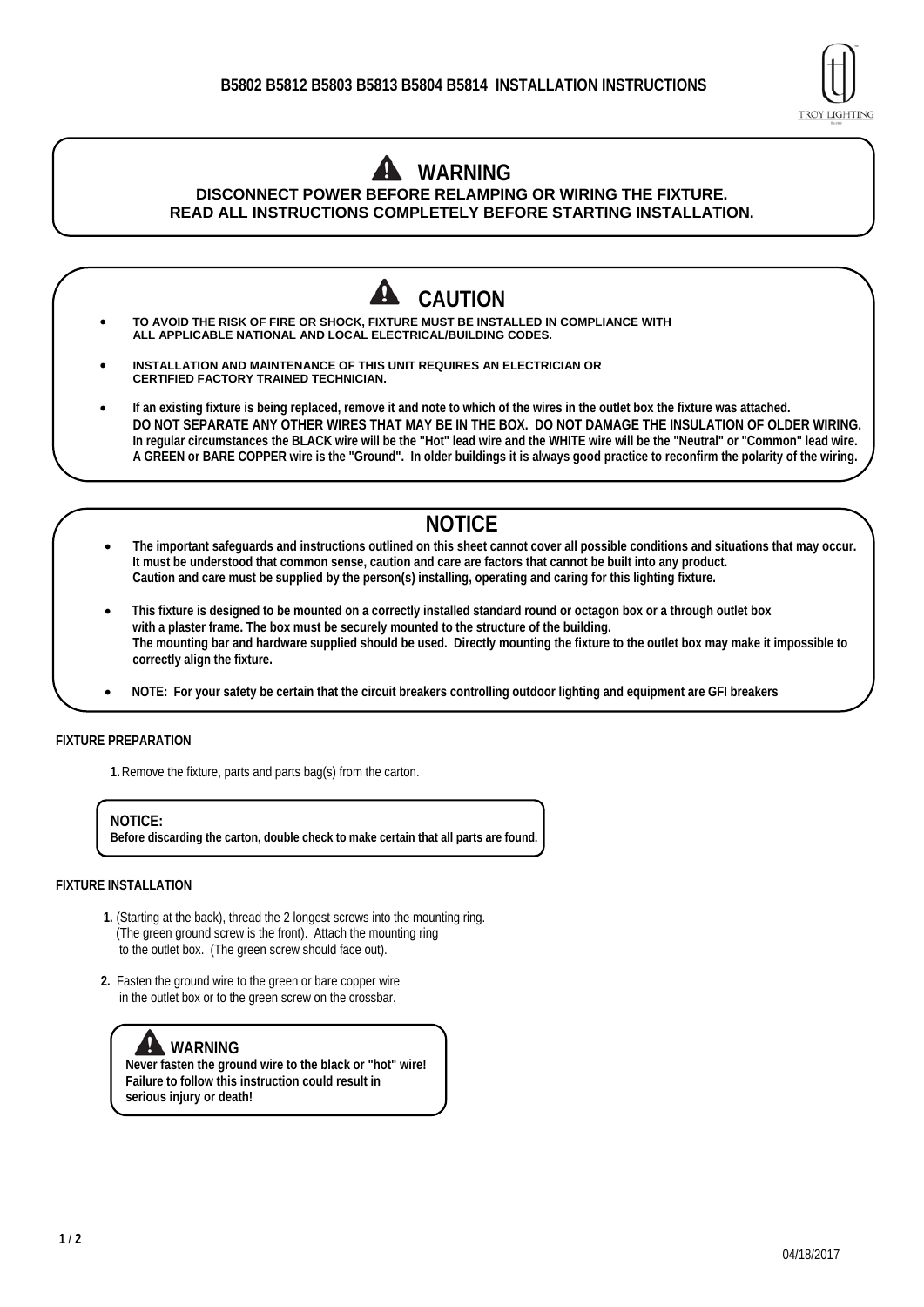# B5802 B5812 B5803 B5813 B5804 B5814 INSTALLATION INSTRUCTIONS

TROY LIGHTING

## WARNING

**DISCONNECT POWER BEFORE RELAMPING OR WIRING THE FIXTURE.**
**READ ALL INSTRUCTIONS COMPLETELY BEFORE STARTING INSTALLATION.**

## CAUTION

- **TO AVOID THE RISK OF FIRE OR SHOCK, FIXTURE MUST BE INSTALLED IN COMPLIANCE WITH ALL APPLICABLE NATIONAL AND LOCAL ELECTRICAL/BUILDING CODES.**
- **INSTALLATION AND MAINTENANCE OF THIS UNIT REQUIRES AN ELECTRICIAN OR CERTIFIED FACTORY TRAINED TECHNICIAN.**
- **If an existing fixture is being replaced, remove it and note to which of the wires in the outlet box the fixture was attached. DO NOT SEPARATE ANY OTHER WIRES THAT MAY BE IN THE BOX. DO NOT DAMAGE THE INSULATION OF OLDER WIRING. In regular circumstances the BLACK wire will be the "Hot" lead wire and the WHITE wire will be the "Neutral" or "Common" lead wire. A GREEN or BARE COPPER wire is the "Ground". In older buildings it is always good practice to reconfirm the polarity of the wiring.**

## NOTICE

- **The important safeguards and instructions outlined on this sheet cannot cover all possible conditions and situations that may occur. It must be understood that common sense, caution and care are factors that cannot be built into any product. Caution and care must be supplied by the person(s) installing, operating and caring for this lighting fixture.**
- **This fixture is designed to be mounted on a correctly installed standard round or octagon box or a through outlet box with a plaster frame. The box must be securely mounted to the structure of the building. The mounting bar and hardware supplied should be used. Directly mounting the fixture to the outlet box may make it impossible to correctly align the fixture.**
- **NOTE: For your safety be certain that the circuit breakers controlling outdoor lighting and equipment are GFI breakers**

### FIXTURE PREPARATION

**1.** Remove the fixture, parts and parts bag(s) from the carton.

> **NOTICE:**
> **Before discarding the carton, double check to make certain that all parts are found.**

### FIXTURE INSTALLATION

**1.** (Starting at the back), thread the 2 longest screws into the mounting ring. (The green ground screw is the front). Attach the mounting ring to the outlet box. (The green screw should face out).

**2.** Fasten the ground wire to the green or bare copper wire in the outlet box or to the green screw on the crossbar.

> **WARNING**
> **Never fasten the ground wire to the black or "hot" wire! Failure to follow this instruction could result in serious injury or death!**

04/18/2017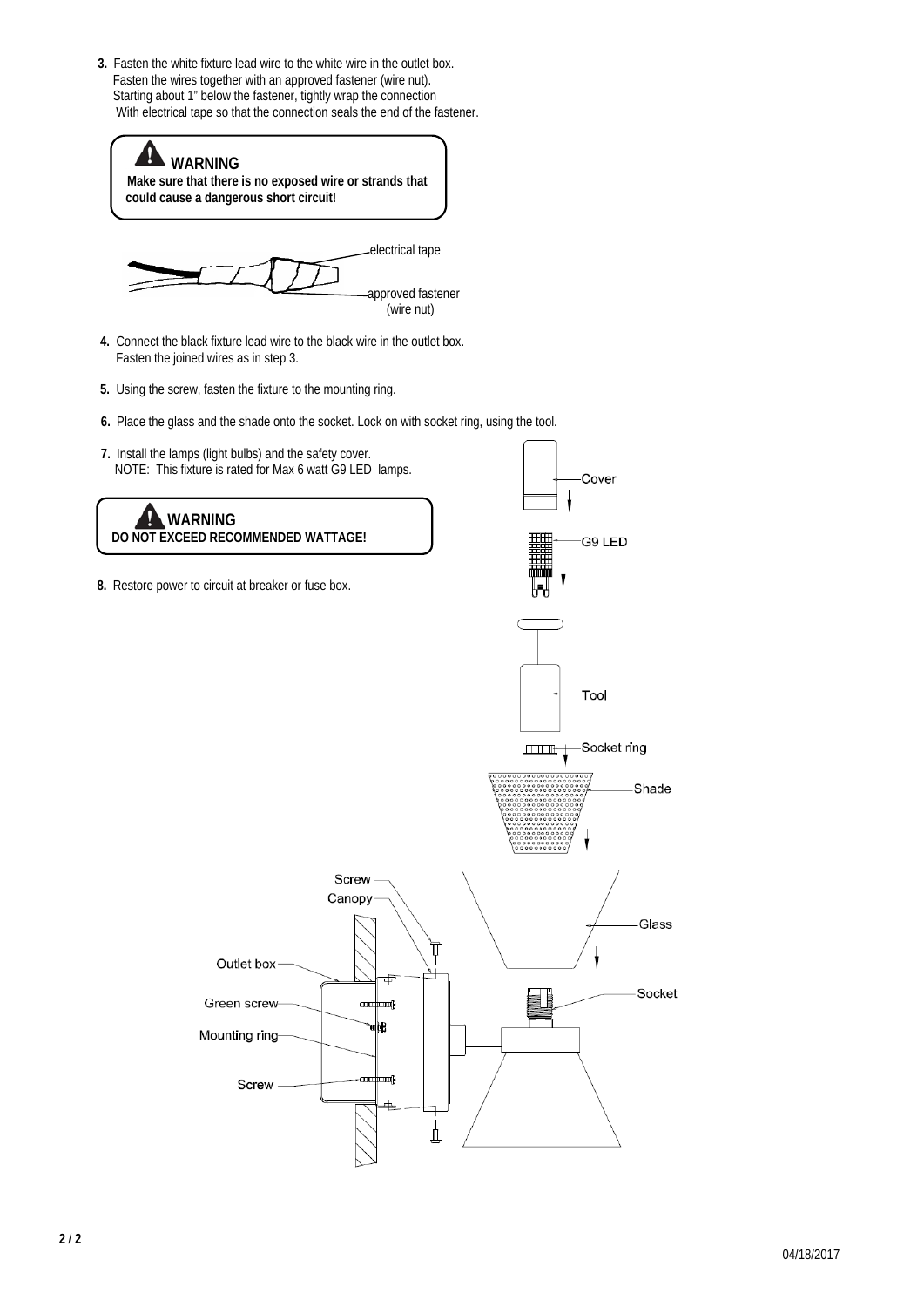3. Fasten the white fixture lead wire to the white wire in the outlet box. Fasten the wires together with an approved fastener (wire nut). Starting about 1" below the fastener, tightly wrap the connection With electrical tape so that the connection seals the end of the fastener.

**WARNING**
**Make sure that there is no exposed wire or strands that could cause a dangerous short circuit!**

electrical tape

approved fastener (wire nut)

4. Connect the black fixture lead wire to the black wire in the outlet box. Fasten the joined wires as in step 3.

5. Using the screw, fasten the fixture to the mounting ring.

6. Place the glass and the shade onto the socket. Lock on with socket ring, using the tool.

7. Install the lamps (light bulbs) and the safety cover.
   NOTE: This fixture is rated for Max 6 watt G9 LED lamps.

**WARNING**
**DO NOT EXCEED RECOMMENDED WATTAGE!**

8. Restore power to circuit at breaker or fuse box.

Cover
G9 LED
Tool
Socket ring
Shade
Screw
Canopy
Glass
Outlet box
Socket
Green screw
Mounting ring
Screw

04/18/2017